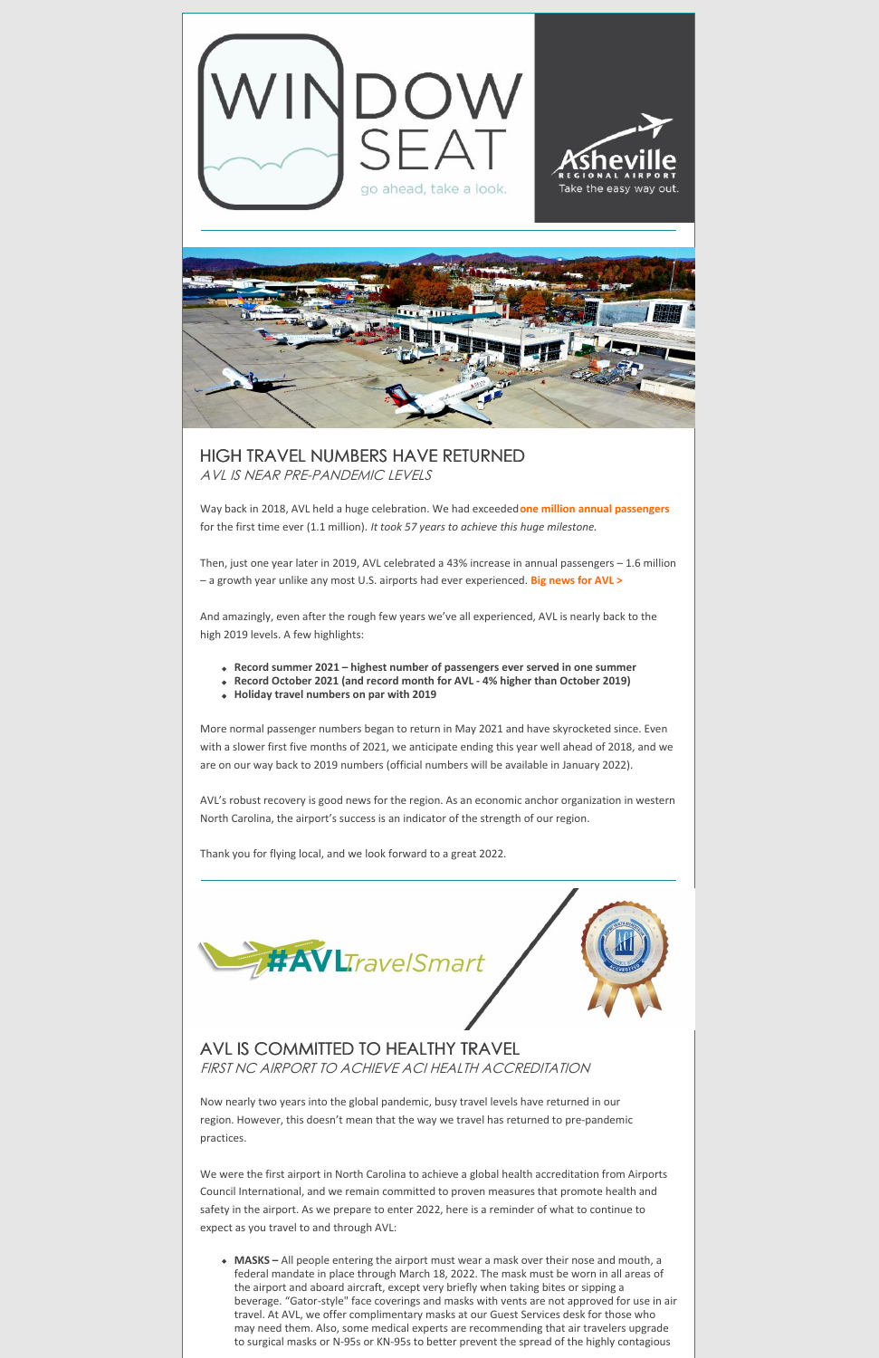# WINDOW SEAT

go ahead, take a look.

Asheville REGIONAL AIRPORT

Take the easy way out.

## HIGH TRAVEL NUMBERS HAVE RETURNED

*AVL IS NEAR PRE-PANDEMIC LEVELS*

Way back in 2018, AVL held a huge celebration. We had exceeded **one million annual passengers** for the first time ever (1.1 million). *It took 57 years to achieve this huge milestone.*

Then, just one year later in 2019, AVL celebrated a 43% increase in annual passengers – 1.6 million – a growth year unlike any most U.S. airports had ever experienced. **Big news for AVL >**

And amazingly, even after the rough few years we've all experienced, AVL is nearly back to the high 2019 levels. A few highlights:

- **Record summer 2021 – highest number of passengers ever served in one summer**
- **Record October 2021 (and record month for AVL - 4% higher than October 2019)**
- **Holiday travel numbers on par with 2019**

More normal passenger numbers began to return in May 2021 and have skyrocketed since. Even with a slower first five months of 2021, we anticipate ending this year well ahead of 2018, and we are on our way back to 2019 numbers (official numbers will be available in January 2022).

AVL's robust recovery is good news for the region. As an economic anchor organization in western North Carolina, the airport's success is an indicator of the strength of our region.

Thank you for flying local, and we look forward to a great 2022.

#AVLTravelSmart

## AVL IS COMMITTED TO HEALTHY TRAVEL

*FIRST NC AIRPORT TO ACHIEVE ACI HEALTH ACCREDITATION*

Now nearly two years into the global pandemic, busy travel levels have returned in our region. However, this doesn't mean that the way we travel has returned to pre-pandemic practices.

We were the first airport in North Carolina to achieve a global health accreditation from Airports Council International, and we remain committed to proven measures that promote health and safety in the airport. As we prepare to enter 2022, here is a reminder of what to continue to expect as you travel to and through AVL:

- **MASKS –** All people entering the airport must wear a mask over their nose and mouth, a federal mandate in place through March 18, 2022. The mask must be worn in all areas of the airport and aboard aircraft, except very briefly when taking bites or sipping a beverage. "Gator-style" face coverings and masks with vents are not approved for use in air travel. At AVL, we offer complimentary masks at our Guest Services desk for those who may need them. Also, some medical experts are recommending that air travelers upgrade to surgical masks or N-95s or KN-95s to better prevent the spread of the highly contagious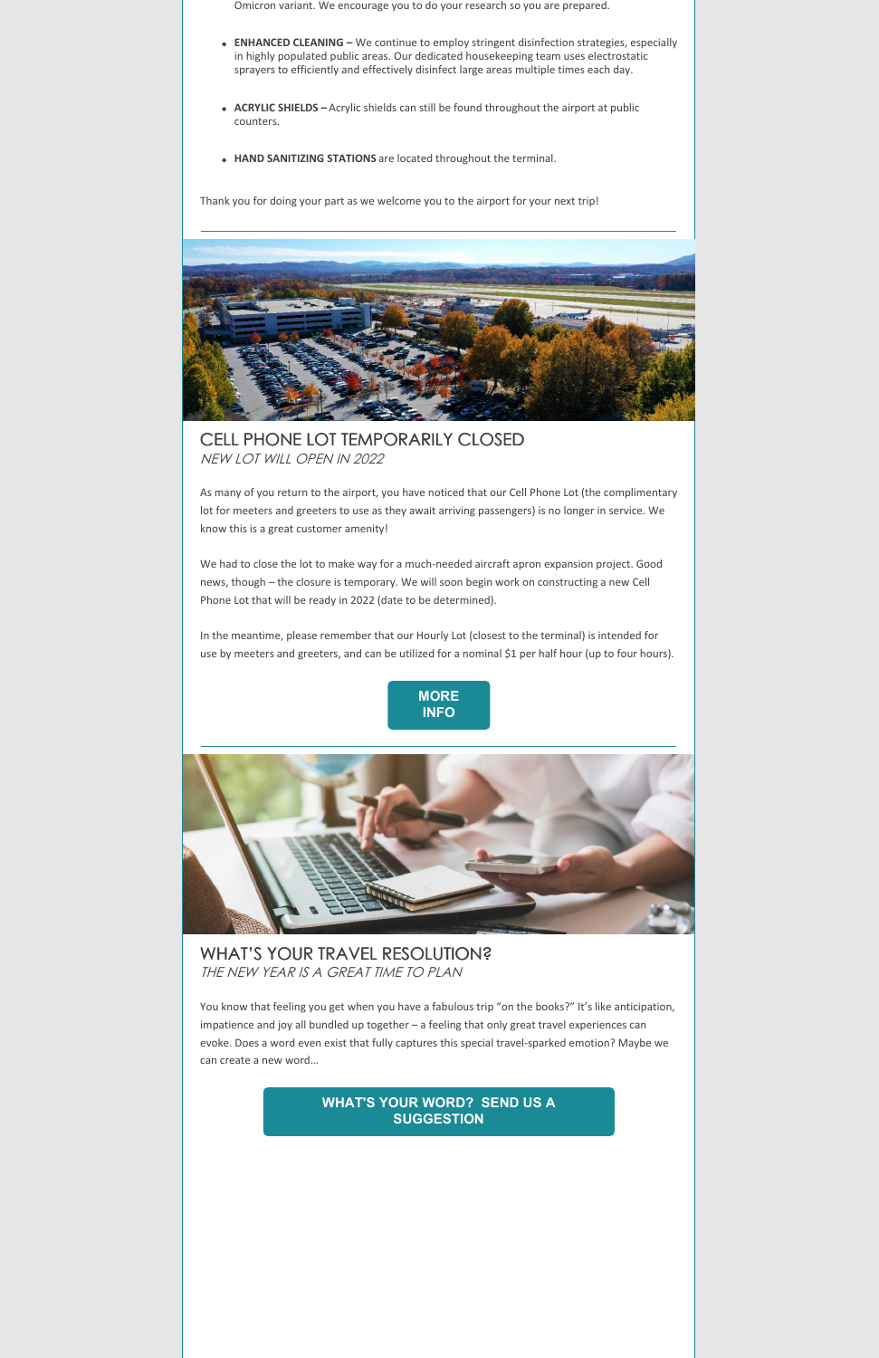Omicron variant. We encourage you to do your research so you are prepared.

- **ENHANCED CLEANING –** We continue to employ stringent disinfection strategies, especially in highly populated public areas. Our dedicated housekeeping team uses electrostatic sprayers to efficiently and effectively disinfect large areas multiple times each day.

- **ACRYLIC SHIELDS –** Acrylic shields can still be found throughout the airport at public counters.

- **HAND SANITIZING STATIONS** are located throughout the terminal.

Thank you for doing your part as we welcome you to the airport for your next trip!

## CELL PHONE LOT TEMPORARILY CLOSED

*NEW LOT WILL OPEN IN 2022*

As many of you return to the airport, you have noticed that our Cell Phone Lot (the complimentary lot for meeters and greeters to use as they await arriving passengers) is no longer in service. We know this is a great customer amenity!

We had to close the lot to make way for a much-needed aircraft apron expansion project. Good news, though – the closure is temporary. We will soon begin work on constructing a new Cell Phone Lot that will be ready in 2022 (date to be determined).

In the meantime, please remember that our Hourly Lot (closest to the terminal) is intended for use by meeters and greeters, and can be utilized for a nominal $1 per half hour (up to four hours).

**MORE INFO**

## WHAT'S YOUR TRAVEL RESOLUTION?

*THE NEW YEAR IS A GREAT TIME TO PLAN*

You know that feeling you get when you have a fabulous trip "on the books?" It's like anticipation, impatience and joy all bundled up together – a feeling that only great travel experiences can evoke. Does a word even exist that fully captures this special travel-sparked emotion? Maybe we can create a new word...

**WHAT'S YOUR WORD? SEND US A SUGGESTION**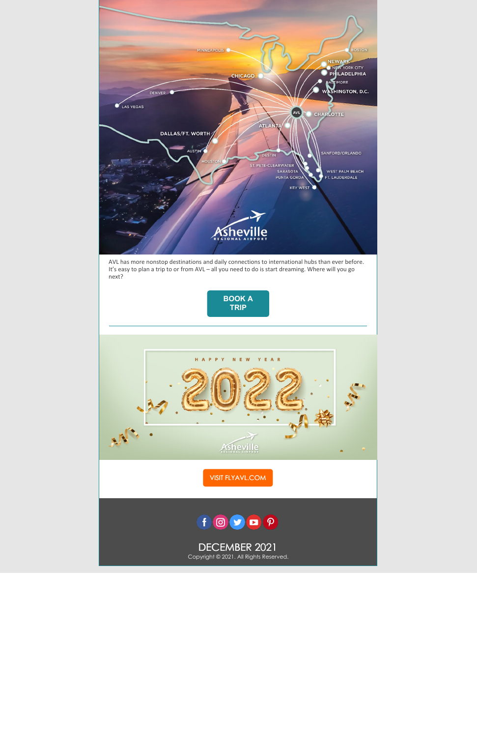AVL has more nonstop destinations and daily connections to international hubs than ever before. It's easy to plan a trip to or from AVL – all you need to do is start dreaming. Where will you go next?

BOOK A TRIP

---

VISIT FLYAVL.COM

DECEMBER 2021

Copyright © 2021. All Rights Reserved.